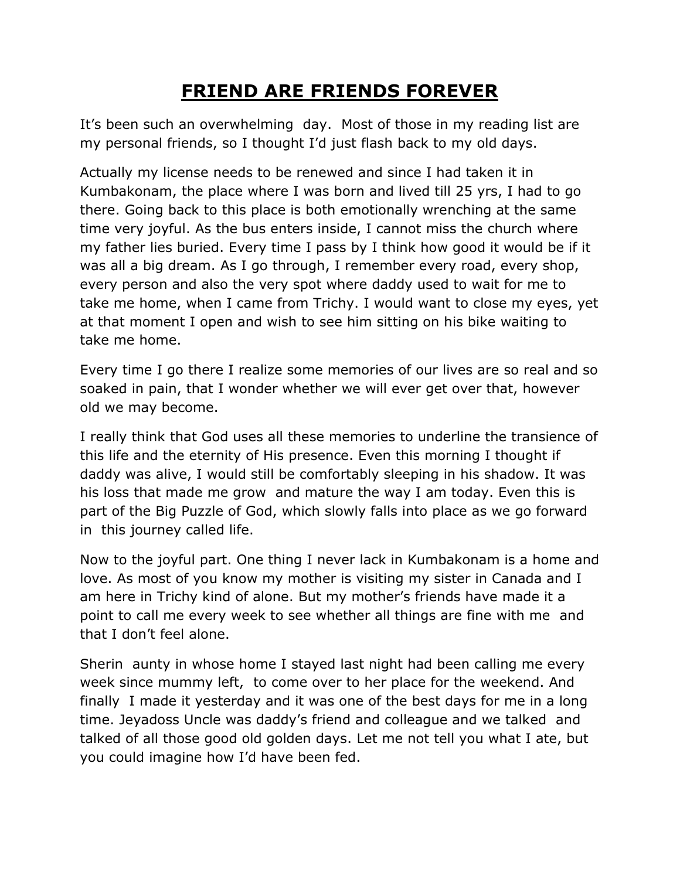# FRIEND ARE FRIENDS FOREVER

It's been such an overwhelming day. Most of those in my reading list are my personal friends, so I thought I'd just flash back to my old days.

Actually my license needs to be renewed and since I had taken it in Kumbakonam, the place where I was born and lived till 25 yrs, I had to go there. Going back to this place is both emotionally wrenching at the same time very joyful. As the bus enters inside, I cannot miss the church where my father lies buried. Every time I pass by I think how good it would be if it was all a big dream. As I go through, I remember every road, every shop, every person and also the very spot where daddy used to wait for me to take me home, when I came from Trichy. I would want to close my eyes, yet at that moment I open and wish to see him sitting on his bike waiting to take me home.

Every time I go there I realize some memories of our lives are so real and so soaked in pain, that I wonder whether we will ever get over that, however old we may become.

I really think that God uses all these memories to underline the transience of this life and the eternity of His presence. Even this morning I thought if daddy was alive, I would still be comfortably sleeping in his shadow. It was his loss that made me grow and mature the way I am today. Even this is part of the Big Puzzle of God, which slowly falls into place as we go forward in this journey called life.

Now to the joyful part. One thing I never lack in Kumbakonam is a home and love. As most of you know my mother is visiting my sister in Canada and I am here in Trichy kind of alone. But my mother's friends have made it a point to call me every week to see whether all things are fine with me and that I don't feel alone.

Sherin aunty in whose home I stayed last night had been calling me every week since mummy left, to come over to her place for the weekend. And finally I made it yesterday and it was one of the best days for me in a long time. Jeyadoss Uncle was daddy's friend and colleague and we talked and talked of all those good old golden days. Let me not tell you what I ate, but you could imagine how I'd have been fed.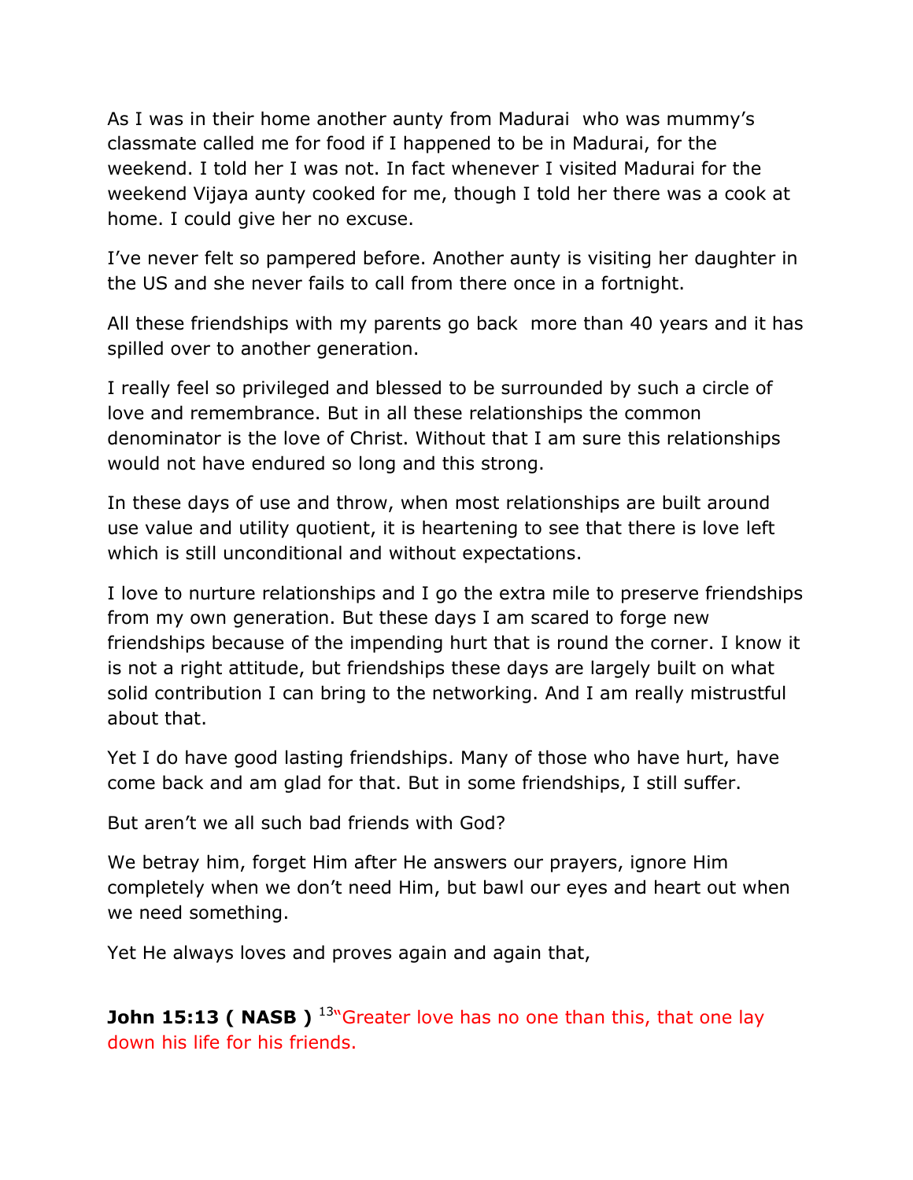As I was in their home another aunty from Madurai who was mummy's classmate called me for food if I happened to be in Madurai, for the weekend. I told her I was not. In fact whenever I visited Madurai for the weekend Vijaya aunty cooked for me, though I told her there was a cook at home. I could give her no excuse.

I've never felt so pampered before. Another aunty is visiting her daughter in the US and she never fails to call from there once in a fortnight.

All these friendships with my parents go back more than 40 years and it has spilled over to another generation.

I really feel so privileged and blessed to be surrounded by such a circle of love and remembrance. But in all these relationships the common denominator is the love of Christ. Without that I am sure this relationships would not have endured so long and this strong.

In these days of use and throw, when most relationships are built around use value and utility quotient, it is heartening to see that there is love left which is still unconditional and without expectations.

I love to nurture relationships and I go the extra mile to preserve friendships from my own generation. But these days I am scared to forge new friendships because of the impending hurt that is round the corner. I know it is not a right attitude, but friendships these days are largely built on what solid contribution I can bring to the networking. And I am really mistrustful about that.

Yet I do have good lasting friendships. Many of those who have hurt, have come back and am glad for that. But in some friendships, I still suffer.

But aren't we all such bad friends with God?

We betray him, forget Him after He answers our prayers, ignore Him completely when we don't need Him, but bawl our eyes and heart out when we need something.

Yet He always loves and proves again and again that,

**John 15:13 ( NASB )** [13]"Greater love has no one than this, that one lay down his life for his friends.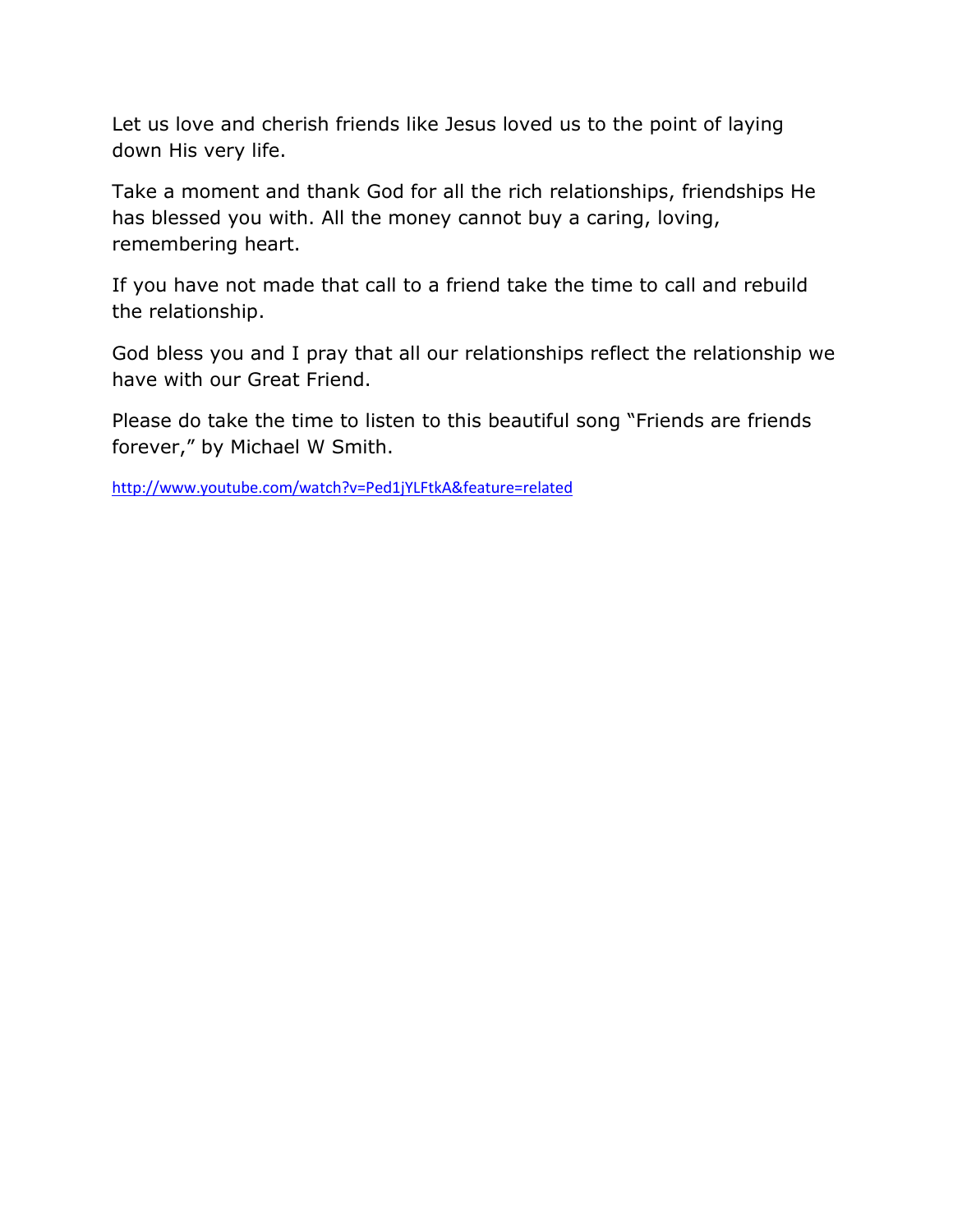Let us love and cherish friends like Jesus loved us to the point of laying down His very life.

Take a moment and thank God for all the rich relationships, friendships He has blessed you with. All the money cannot buy a caring, loving, remembering heart.

If you have not made that call to a friend take the time to call and rebuild the relationship.

God bless you and I pray that all our relationships reflect the relationship we have with our Great Friend.

Please do take the time to listen to this beautiful song "Friends are friends forever," by Michael W Smith.

http://www.youtube.com/watch?v=Ped1jYLFtkA&feature=related